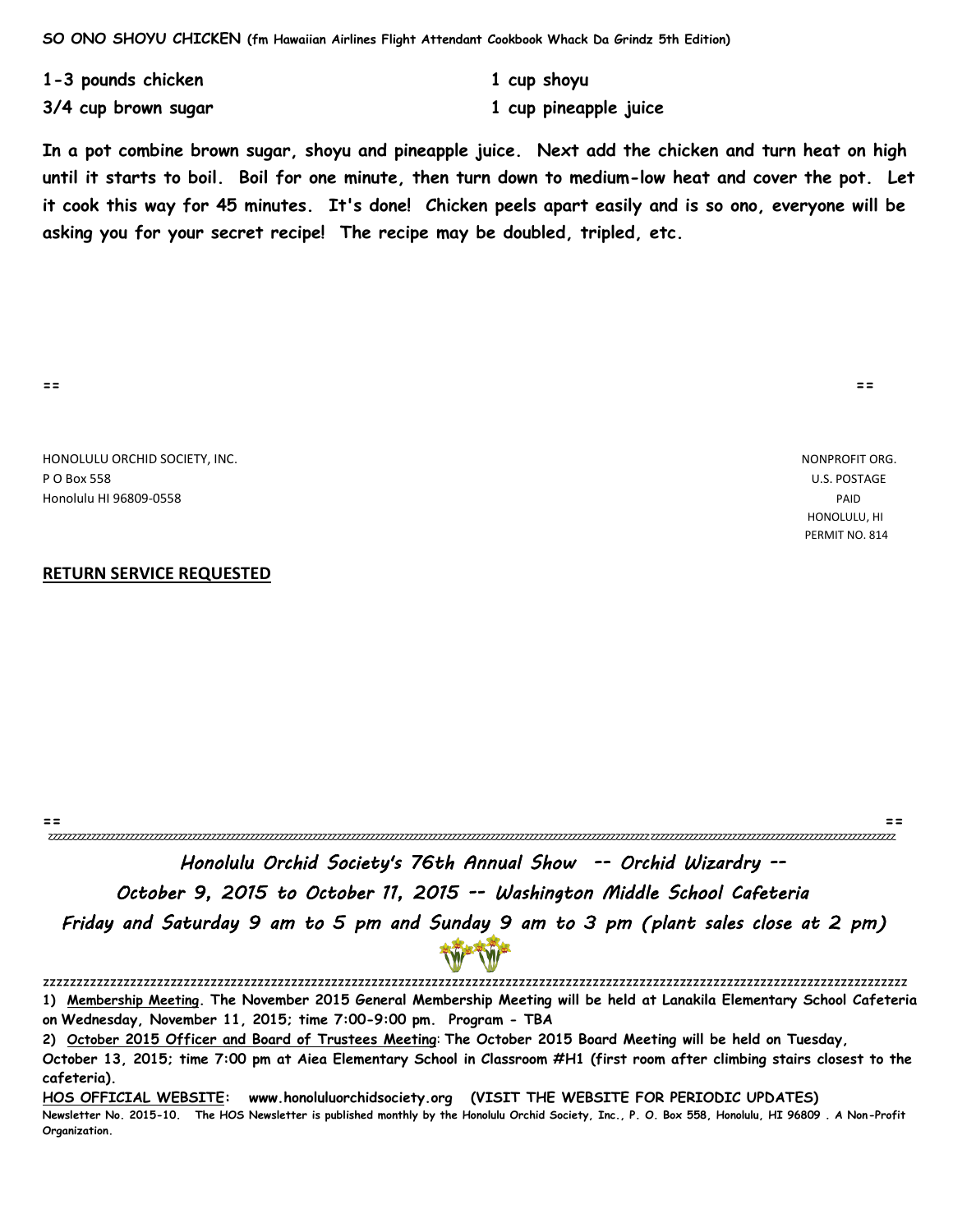**SO ONO SHOYU CHICKEN** (fm Hawaiian Airlines Flight Attendant Cookbook Whack Da Grindz 5th Edition)

**1-3 pounds chicken**

**3/4 cup brown sugar**

**1 cup shoyu**

**1 cup pineapple juice**

**In a pot combine brown sugar, shoyu and pineapple juice. Next add the chicken and turn heat on high until it starts to boil. Boil for one minute, then turn down to medium-low heat and cover the pot. Let it cook this way for 45 minutes. It's done! Chicken peels apart easily and is so ono, everyone will be asking you for your secret recipe! The recipe may be doubled, tripled, etc.**

HONOLULU ORCHID SOCIETY, INC.
P O Box 558
Honolulu HI 96809-0558

NONPROFIT ORG.
U.S. POSTAGE
PAID
HONOLULU, HI
PERMIT NO. 814

**RETURN SERVICE REQUESTED**

*Honolulu Orchid Society's 76th Annual Show -- Orchid Wizardry --*

*October 9, 2015 to October 11, 2015 -- Washington Middle School Cafeteria*

*Friday and Saturday 9 am to 5 pm and Sunday 9 am to 3 pm (plant sales close at 2 pm)*

**1) Membership Meeting. The November 2015 General Membership Meeting will be held at Lanakila Elementary School Cafeteria on Wednesday, November 11, 2015; time 7:00-9:00 pm. Program - TBA**

**2) October 2015 Officer and Board of Trustees Meeting: The October 2015 Board Meeting will be held on Tuesday, October 13, 2015; time 7:00 pm at Aiea Elementary School in Classroom #H1 (first room after climbing stairs closest to the cafeteria).**

**HOS OFFICIAL WEBSITE: www.honoluluorchidsociety.org (VISIT THE WEBSITE FOR PERIODIC UPDATES)**

**Newsletter No. 2015-10. The HOS Newsletter is published monthly by the Honolulu Orchid Society, Inc., P. O. Box 558, Honolulu, HI 96809 . A Non-Profit Organization.**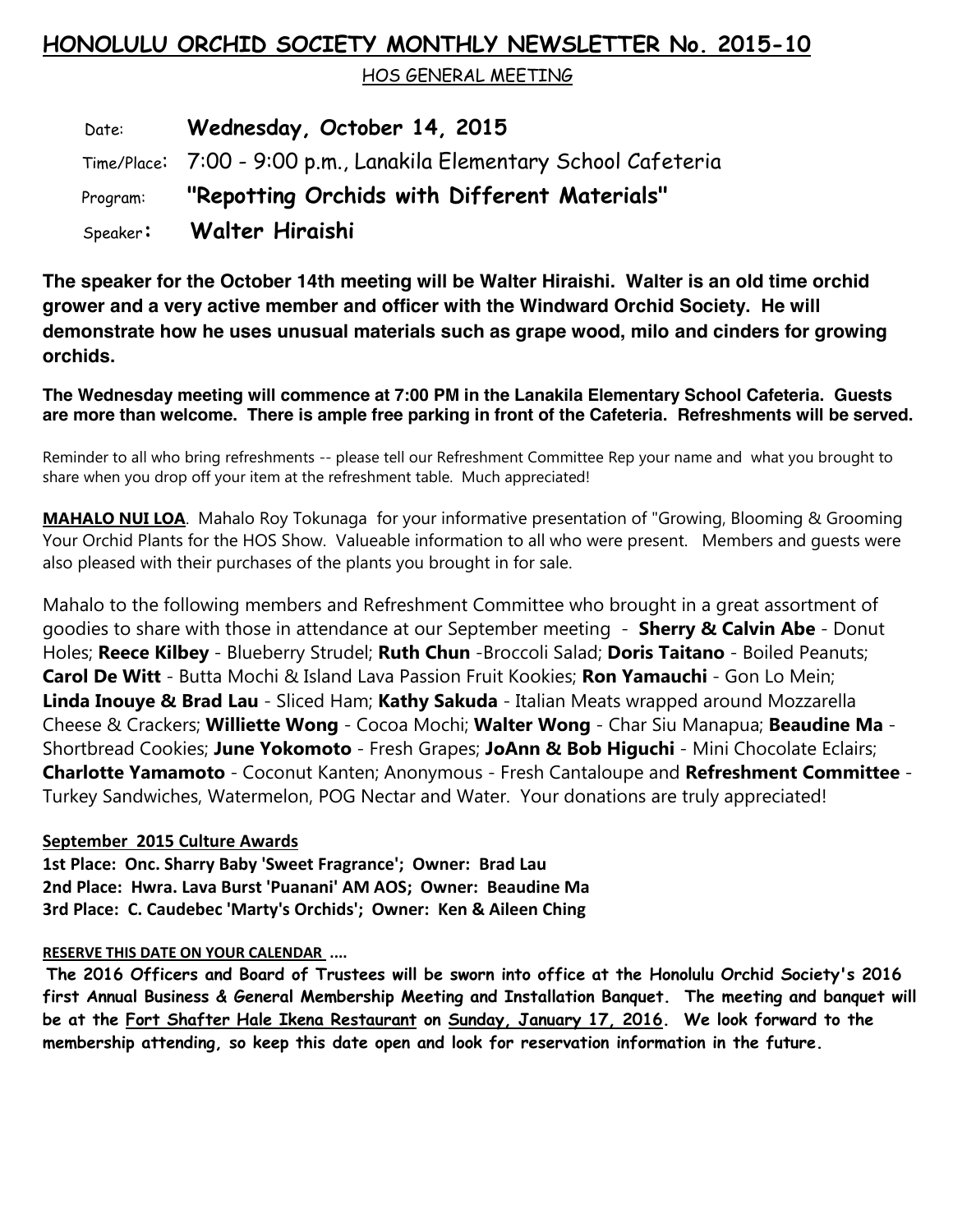# HONOLULU ORCHID SOCIETY MONTHLY NEWSLETTER No. 2015-10

HOS GENERAL MEETING

Date: **Wednesday, October 14, 2015**

Time/Place: 7:00 - 9:00 p.m., Lanakila Elementary School Cafeteria

Program: **"Repotting Orchids with Different Materials"**

Speaker: **Walter Hiraishi**

**The speaker for the October 14th meeting will be Walter Hiraishi. Walter is an old time orchid grower and a very active member and officer with the Windward Orchid Society. He will demonstrate how he uses unusual materials such as grape wood, milo and cinders for growing orchids.**

**The Wednesday meeting will commence at 7:00 PM in the Lanakila Elementary School Cafeteria. Guests are more than welcome. There is ample free parking in front of the Cafeteria. Refreshments will be served.**

Reminder to all who bring refreshments -- please tell our Refreshment Committee Rep your name and what you brought to share when you drop off your item at the refreshment table. Much appreciated!

**MAHALO NUI LOA**. Mahalo Roy Tokunaga for your informative presentation of "Growing, Blooming & Grooming Your Orchid Plants for the HOS Show. Valueable information to all who were present. Members and guests were also pleased with their purchases of the plants you brought in for sale.

Mahalo to the following members and Refreshment Committee who brought in a great assortment of goodies to share with those in attendance at our September meeting - **Sherry & Calvin Abe** - Donut Holes; **Reece Kilbey** - Blueberry Strudel; **Ruth Chun** -Broccoli Salad; **Doris Taitano** - Boiled Peanuts; **Carol De Witt** - Butta Mochi & Island Lava Passion Fruit Kookies; **Ron Yamauchi** - Gon Lo Mein; **Linda Inouye & Brad Lau** - Sliced Ham; **Kathy Sakuda** - Italian Meats wrapped around Mozzarella Cheese & Crackers; **Williette Wong** - Cocoa Mochi; **Walter Wong** - Char Siu Manapua; **Beaudine Ma** - Shortbread Cookies; **June Yokomoto** - Fresh Grapes; **JoAnn & Bob Higuchi** - Mini Chocolate Eclairs; **Charlotte Yamamoto** - Coconut Kanten; Anonymous - Fresh Cantaloupe and **Refreshment Committee** - Turkey Sandwiches, Watermelon, POG Nectar and Water. Your donations are truly appreciated!

**September 2015 Culture Awards**

**1st Place: Onc. Sharry Baby 'Sweet Fragrance'; Owner: Brad Lau**
**2nd Place: Hwra. Lava Burst 'Puanani' AM AOS; Owner: Beaudine Ma**
**3rd Place: C. Caudebec 'Marty's Orchids'; Owner: Ken & Aileen Ching**

**RESERVE THIS DATE ON YOUR CALENDAR ....**

**The 2016 Officers and Board of Trustees will be sworn into office at the Honolulu Orchid Society's 2016 first Annual Business & General Membership Meeting and Installation Banquet. The meeting and banquet will be at the Fort Shafter Hale Ikena Restaurant on Sunday, January 17, 2016. We look forward to the membership attending, so keep this date open and look for reservation information in the future.**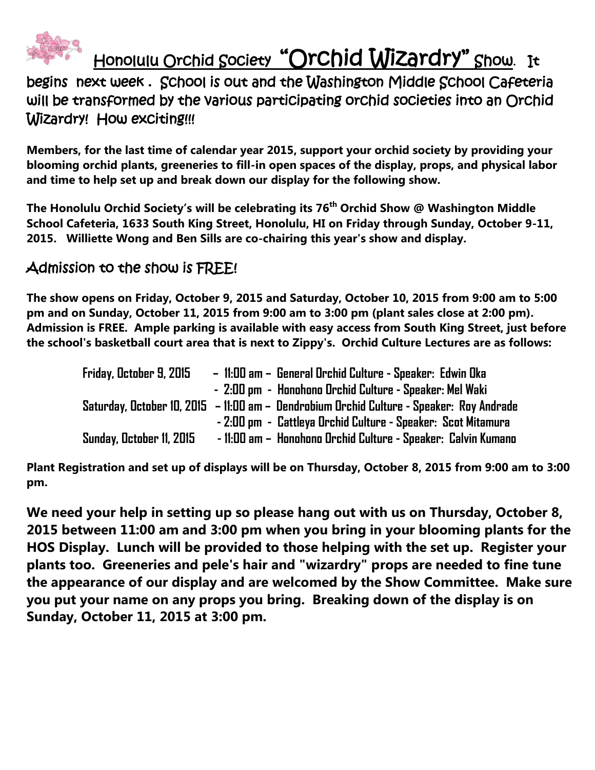Honolulu Orchid Society **"Orchid Wizardry"** Show. It begins next week . School is out and the Washington Middle School Cafeteria will be transformed by the various participating orchid societies into an Orchid Wizardry! How exciting!!!

**Members, for the last time of calendar year 2015, support your orchid society by providing your blooming orchid plants, greeneries to fill-in open spaces of the display, props, and physical labor and time to help set up and break down our display for the following show.**

**The Honolulu Orchid Society's will be celebrating its 76th Orchid Show @ Washington Middle School Cafeteria, 1633 South King Street, Honolulu, HI on Friday through Sunday, October 9-11, 2015. Williette Wong and Ben Sills are co-chairing this year's show and display.**

## Admission to the show is FREE!

**The show opens on Friday, October 9, 2015 and Saturday, October 10, 2015 from 9:00 am to 5:00 pm and on Sunday, October 11, 2015 from 9:00 am to 3:00 pm (plant sales close at 2:00 pm). Admission is FREE. Ample parking is available with easy access from South King Street, just before the school's basketball court area that is next to Zippy's. Orchid Culture Lectures are as follows:**

Friday, October 9, 2015 – 11:00 am – General Orchid Culture - Speaker: Edwin Oka
- 2:00 pm - Honohono Orchid Culture - Speaker: Mel Waki

Saturday, October 10, 2015 – 11:00 am – Dendrobium Orchid Culture - Speaker: Roy Andrade
- 2:00 pm - Cattleya Orchid Culture - Speaker: Scot Mitamura

Sunday, October 11, 2015 - 11:00 am – Honohono Orchid Culture - Speaker: Calvin Kumano

**Plant Registration and set up of displays will be on Thursday, October 8, 2015 from 9:00 am to 3:00 pm.**

**We need your help in setting up so please hang out with us on Thursday, October 8, 2015 between 11:00 am and 3:00 pm when you bring in your blooming plants for the HOS Display. Lunch will be provided to those helping with the set up. Register your plants too. Greeneries and pele's hair and "wizardry" props are needed to fine tune the appearance of our display and are welcomed by the Show Committee. Make sure you put your name on any props you bring. Breaking down of the display is on Sunday, October 11, 2015 at 3:00 pm.**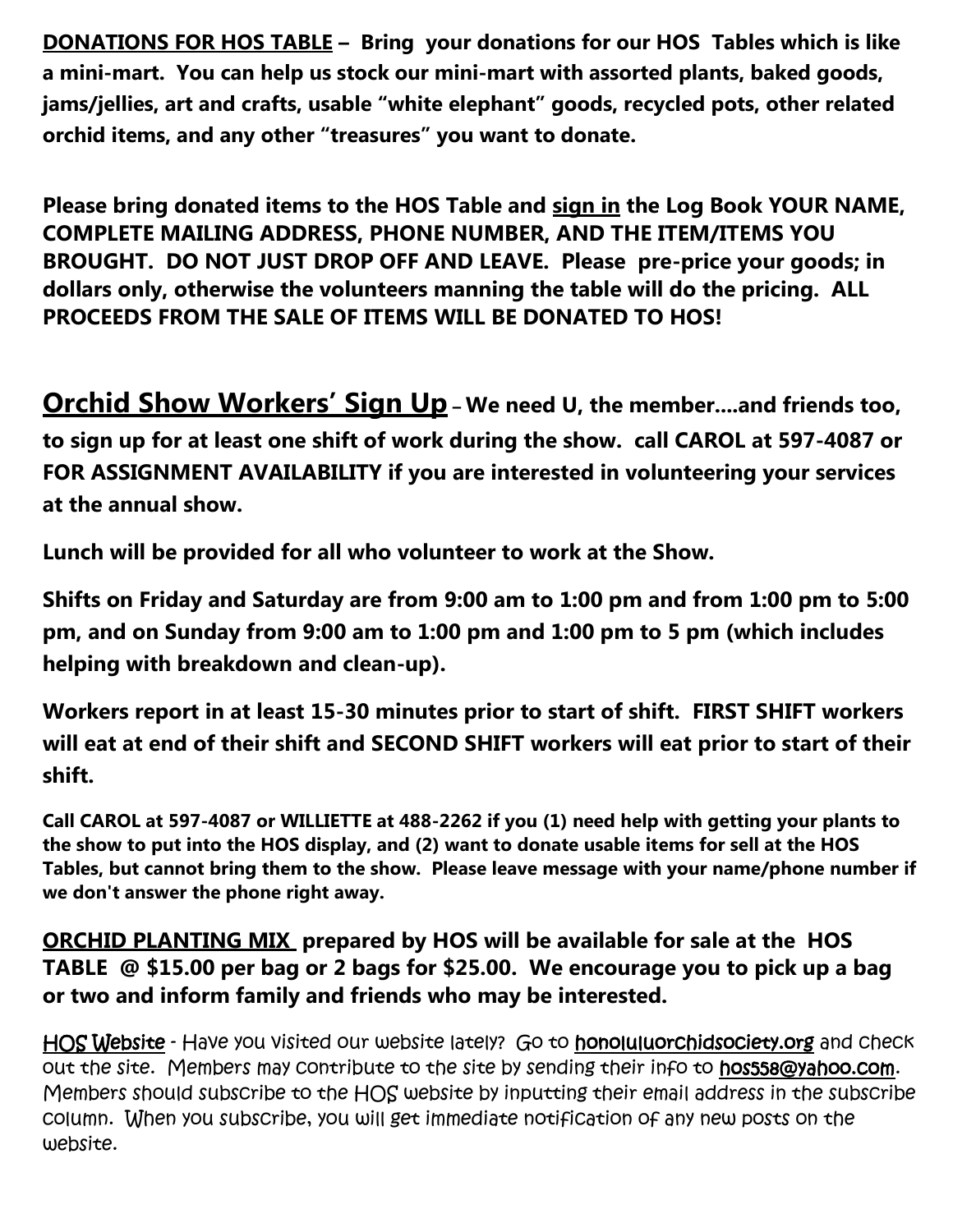**<u>DONATIONS FOR HOS TABLE</u> – Bring your donations for our HOS Tables which is like a mini-mart. You can help us stock our mini-mart with assorted plants, baked goods, jams/jellies, art and crafts, usable "white elephant" goods, recycled pots, other related orchid items, and any other "treasures" you want to donate.**

**Please bring donated items to the HOS Table and <u>sign in</u> the Log Book YOUR NAME, COMPLETE MAILING ADDRESS, PHONE NUMBER, AND THE ITEM/ITEMS YOU BROUGHT. DO NOT JUST DROP OFF AND LEAVE. Please pre-price your goods; in dollars only, otherwise the volunteers manning the table will do the pricing. ALL PROCEEDS FROM THE SALE OF ITEMS WILL BE DONATED TO HOS!**

**<u>Orchid Show Workers' Sign Up</u> – We need U, the member....and friends too, to sign up for at least one shift of work during the show. call CAROL at 597-4087 or FOR ASSIGNMENT AVAILABILITY if you are interested in volunteering your services at the annual show.**

**Lunch will be provided for all who volunteer to work at the Show.**

**Shifts on Friday and Saturday are from 9:00 am to 1:00 pm and from 1:00 pm to 5:00 pm, and on Sunday from 9:00 am to 1:00 pm and 1:00 pm to 5 pm (which includes helping with breakdown and clean-up).**

**Workers report in at least 15-30 minutes prior to start of shift. FIRST SHIFT workers will eat at end of their shift and SECOND SHIFT workers will eat prior to start of their shift.**

**Call CAROL at 597-4087 or WILLIETTE at 488-2262 if you (1) need help with getting your plants to the show to put into the HOS display, and (2) want to donate usable items for sell at the HOS Tables, but cannot bring them to the show. Please leave message with your name/phone number if we don't answer the phone right away.**

**<u>ORCHID PLANTING MIX</u> prepared by HOS will be available for sale at the HOS TABLE @ $15.00 per bag or 2 bags for $25.00. We encourage you to pick up a bag or two and inform family and friends who may be interested.**

<u>HOS Website</u> - Have you visited our website lately? Go to <u>honoluluorchidsociety.org</u> and check out the site. Members may contribute to the site by sending their info to <u>hos558@yahoo.com</u>. Members should subscribe to the HOS website by inputting their email address in the subscribe column. When you subscribe, you will get immediate notification of any new posts on the website.